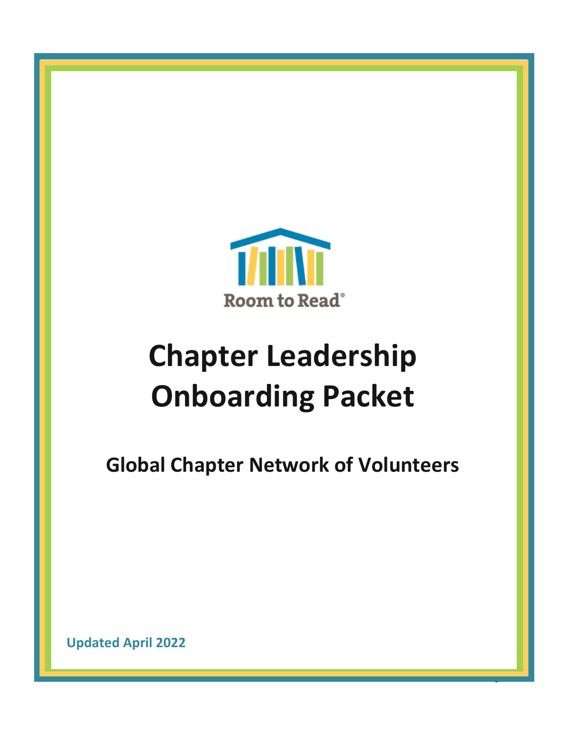Room to Read®

# Chapter Leadership Onboarding Packet

## Global Chapter Network of Volunteers

**Updated April 2022**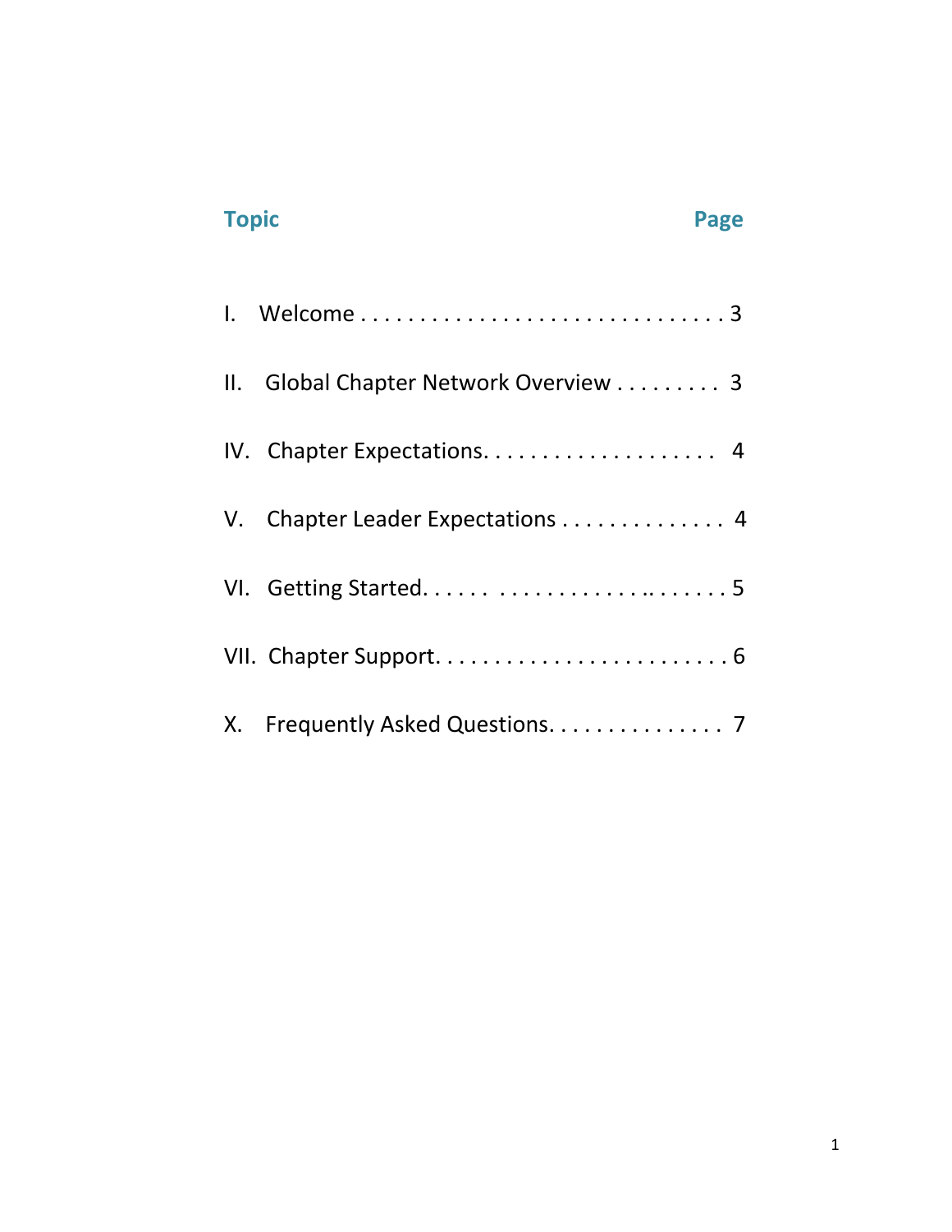| Topic | Page |
|---|---|
| I. Welcome | 3 |
| II. Global Chapter Network Overview | 3 |
| IV. Chapter Expectations | 4 |
| V. Chapter Leader Expectations | 4 |
| VI. Getting Started | 5 |
| VII. Chapter Support | 6 |
| X. Frequently Asked Questions | 7 |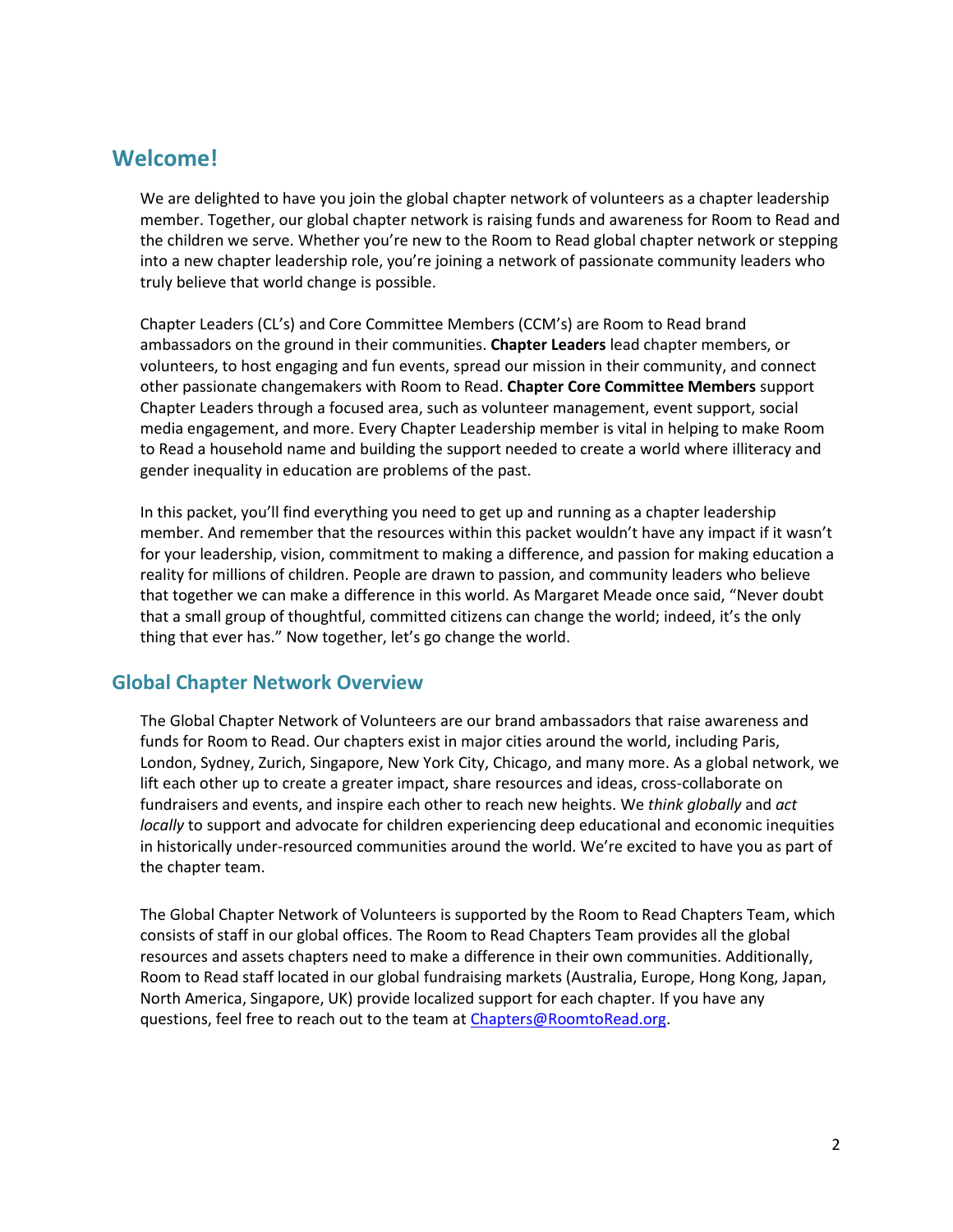## Welcome!

We are delighted to have you join the global chapter network of volunteers as a chapter leadership member. Together, our global chapter network is raising funds and awareness for Room to Read and the children we serve. Whether you're new to the Room to Read global chapter network or stepping into a new chapter leadership role, you're joining a network of passionate community leaders who truly believe that world change is possible.

Chapter Leaders (CL's) and Core Committee Members (CCM's) are Room to Read brand ambassadors on the ground in their communities. **Chapter Leaders** lead chapter members, or volunteers, to host engaging and fun events, spread our mission in their community, and connect other passionate changemakers with Room to Read. **Chapter Core Committee Members** support Chapter Leaders through a focused area, such as volunteer management, event support, social media engagement, and more. Every Chapter Leadership member is vital in helping to make Room to Read a household name and building the support needed to create a world where illiteracy and gender inequality in education are problems of the past.

In this packet, you'll find everything you need to get up and running as a chapter leadership member. And remember that the resources within this packet wouldn't have any impact if it wasn't for your leadership, vision, commitment to making a difference, and passion for making education a reality for millions of children. People are drawn to passion, and community leaders who believe that together we can make a difference in this world. As Margaret Meade once said, "Never doubt that a small group of thoughtful, committed citizens can change the world; indeed, it's the only thing that ever has." Now together, let's go change the world.

### Global Chapter Network Overview

The Global Chapter Network of Volunteers are our brand ambassadors that raise awareness and funds for Room to Read. Our chapters exist in major cities around the world, including Paris, London, Sydney, Zurich, Singapore, New York City, Chicago, and many more. As a global network, we lift each other up to create a greater impact, share resources and ideas, cross-collaborate on fundraisers and events, and inspire each other to reach new heights. We *think globally* and *act locally* to support and advocate for children experiencing deep educational and economic inequities in historically under-resourced communities around the world. We're excited to have you as part of the chapter team.

The Global Chapter Network of Volunteers is supported by the Room to Read Chapters Team, which consists of staff in our global offices. The Room to Read Chapters Team provides all the global resources and assets chapters need to make a difference in their own communities. Additionally, Room to Read staff located in our global fundraising markets (Australia, Europe, Hong Kong, Japan, North America, Singapore, UK) provide localized support for each chapter. If you have any questions, feel free to reach out to the team at [Chapters@RoomtoRead.org](mailto:Chapters@RoomtoRead.org).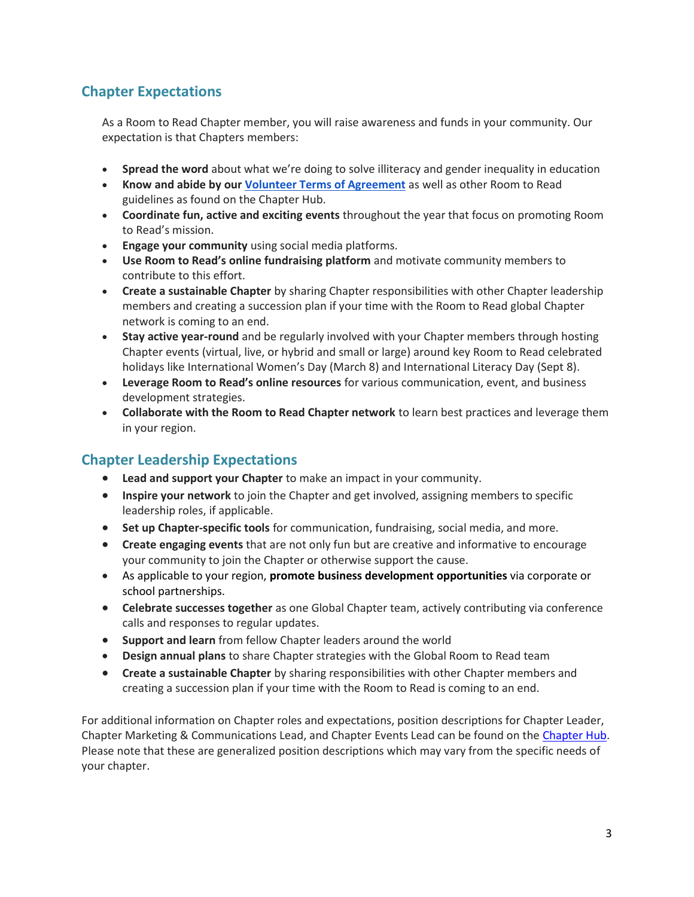## Chapter Expectations

As a Room to Read Chapter member, you will raise awareness and funds in your community. Our expectation is that Chapters members:

- **Spread the word** about what we're doing to solve illiteracy and gender inequality in education
- **Know and abide by our Volunteer Terms of Agreement** as well as other Room to Read guidelines as found on the Chapter Hub.
- **Coordinate fun, active and exciting events** throughout the year that focus on promoting Room to Read's mission.
- **Engage your community** using social media platforms.
- **Use Room to Read's online fundraising platform** and motivate community members to contribute to this effort.
- **Create a sustainable Chapter** by sharing Chapter responsibilities with other Chapter leadership members and creating a succession plan if your time with the Room to Read global Chapter network is coming to an end.
- **Stay active year-round** and be regularly involved with your Chapter members through hosting Chapter events (virtual, live, or hybrid and small or large) around key Room to Read celebrated holidays like International Women's Day (March 8) and International Literacy Day (Sept 8).
- **Leverage Room to Read's online resources** for various communication, event, and business development strategies.
- **Collaborate with the Room to Read Chapter network** to learn best practices and leverage them in your region.

## Chapter Leadership Expectations

- **Lead and support your Chapter** to make an impact in your community.
- **Inspire your network** to join the Chapter and get involved, assigning members to specific leadership roles, if applicable.
- **Set up Chapter-specific tools** for communication, fundraising, social media, and more.
- **Create engaging events** that are not only fun but are creative and informative to encourage your community to join the Chapter or otherwise support the cause.
- As applicable to your region, **promote business development opportunities** via corporate or school partnerships.
- **Celebrate successes together** as one Global Chapter team, actively contributing via conference calls and responses to regular updates.
- **Support and learn** from fellow Chapter leaders around the world
- **Design annual plans** to share Chapter strategies with the Global Room to Read team
- **Create a sustainable Chapter** by sharing responsibilities with other Chapter members and creating a succession plan if your time with the Room to Read is coming to an end.

For additional information on Chapter roles and expectations, position descriptions for Chapter Leader, Chapter Marketing & Communications Lead, and Chapter Events Lead can be found on the Chapter Hub. Please note that these are generalized position descriptions which may vary from the specific needs of your chapter.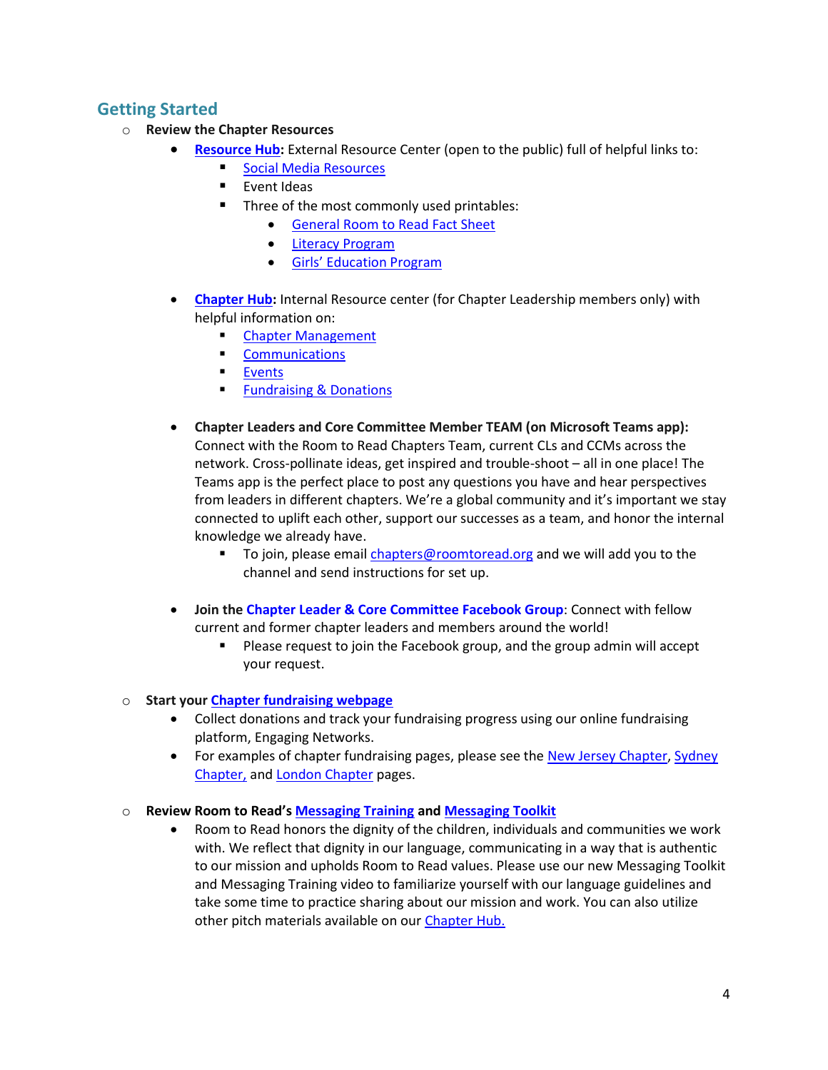## Getting Started

- **Review the Chapter Resources**
  - **Resource Hub:** External Resource Center (open to the public) full of helpful links to:
    - Social Media Resources
    - Event Ideas
    - Three of the most commonly used printables:
      - General Room to Read Fact Sheet
      - Literacy Program
      - Girls' Education Program
  - **Chapter Hub:** Internal Resource center (for Chapter Leadership members only) with helpful information on:
    - Chapter Management
    - Communications
    - Events
    - Fundraising & Donations
  - **Chapter Leaders and Core Committee Member TEAM (on Microsoft Teams app):** Connect with the Room to Read Chapters Team, current CLs and CCMs across the network. Cross-pollinate ideas, get inspired and trouble-shoot – all in one place! The Teams app is the perfect place to post any questions you have and hear perspectives from leaders in different chapters. We're a global community and it's important we stay connected to uplift each other, support our successes as a team, and honor the internal knowledge we already have.
    - To join, please email chapters@roomtoread.org and we will add you to the channel and send instructions for set up.
  - **Join the Chapter Leader & Core Committee Facebook Group**: Connect with fellow current and former chapter leaders and members around the world!
    - Please request to join the Facebook group, and the group admin will accept your request.
- **Start your Chapter fundraising webpage**
  - Collect donations and track your fundraising progress using our online fundraising platform, Engaging Networks.
  - For examples of chapter fundraising pages, please see the New Jersey Chapter, Sydney Chapter, and London Chapter pages.
- **Review Room to Read's Messaging Training and Messaging Toolkit**
  - Room to Read honors the dignity of the children, individuals and communities we work with. We reflect that dignity in our language, communicating in a way that is authentic to our mission and upholds Room to Read values. Please use our new Messaging Toolkit and Messaging Training video to familiarize yourself with our language guidelines and take some time to practice sharing about our mission and work. You can also utilize other pitch materials available on our Chapter Hub.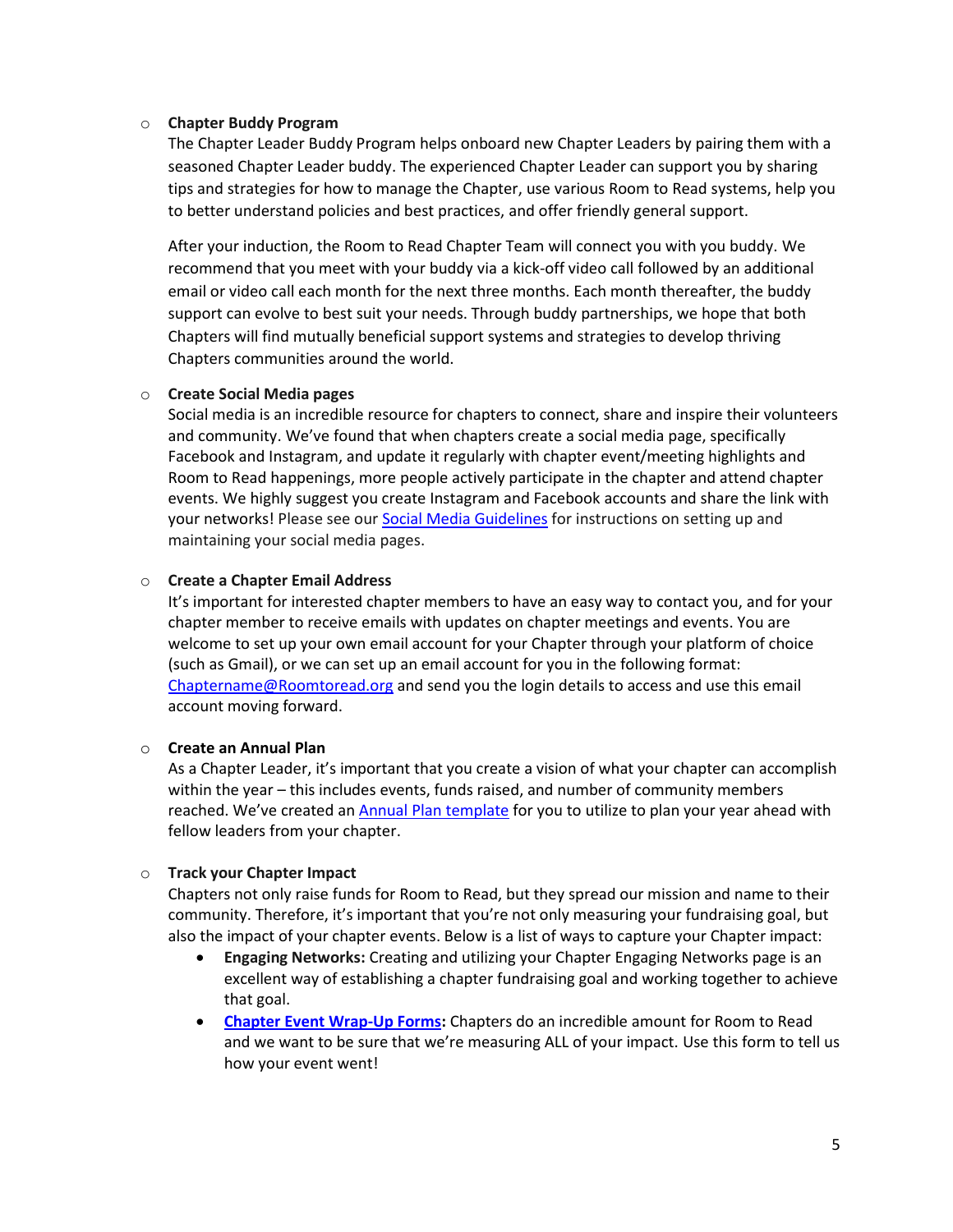- **Chapter Buddy Program**

  The Chapter Leader Buddy Program helps onboard new Chapter Leaders by pairing them with a seasoned Chapter Leader buddy. The experienced Chapter Leader can support you by sharing tips and strategies for how to manage the Chapter, use various Room to Read systems, help you to better understand policies and best practices, and offer friendly general support.

  After your induction, the Room to Read Chapter Team will connect you with you buddy. We recommend that you meet with your buddy via a kick-off video call followed by an additional email or video call each month for the next three months. Each month thereafter, the buddy support can evolve to best suit your needs. Through buddy partnerships, we hope that both Chapters will find mutually beneficial support systems and strategies to develop thriving Chapters communities around the world.

- **Create Social Media pages**

  Social media is an incredible resource for chapters to connect, share and inspire their volunteers and community. We've found that when chapters create a social media page, specifically Facebook and Instagram, and update it regularly with chapter event/meeting highlights and Room to Read happenings, more people actively participate in the chapter and attend chapter events. We highly suggest you create Instagram and Facebook accounts and share the link with your networks! Please see our Social Media Guidelines for instructions on setting up and maintaining your social media pages.

- **Create a Chapter Email Address**

  It's important for interested chapter members to have an easy way to contact you, and for your chapter member to receive emails with updates on chapter meetings and events. You are welcome to set up your own email account for your Chapter through your platform of choice (such as Gmail), or we can set up an email account for you in the following format: Chaptername@Roomtoread.org and send you the login details to access and use this email account moving forward.

- **Create an Annual Plan**

  As a Chapter Leader, it's important that you create a vision of what your chapter can accomplish within the year – this includes events, funds raised, and number of community members reached. We've created an Annual Plan template for you to utilize to plan your year ahead with fellow leaders from your chapter.

- **Track your Chapter Impact**

  Chapters not only raise funds for Room to Read, but they spread our mission and name to their community. Therefore, it's important that you're not only measuring your fundraising goal, but also the impact of your chapter events. Below is a list of ways to capture your Chapter impact:

  - **Engaging Networks:** Creating and utilizing your Chapter Engaging Networks page is an excellent way of establishing a chapter fundraising goal and working together to achieve that goal.
  - **Chapter Event Wrap-Up Forms:** Chapters do an incredible amount for Room to Read and we want to be sure that we're measuring ALL of your impact. Use this form to tell us how your event went!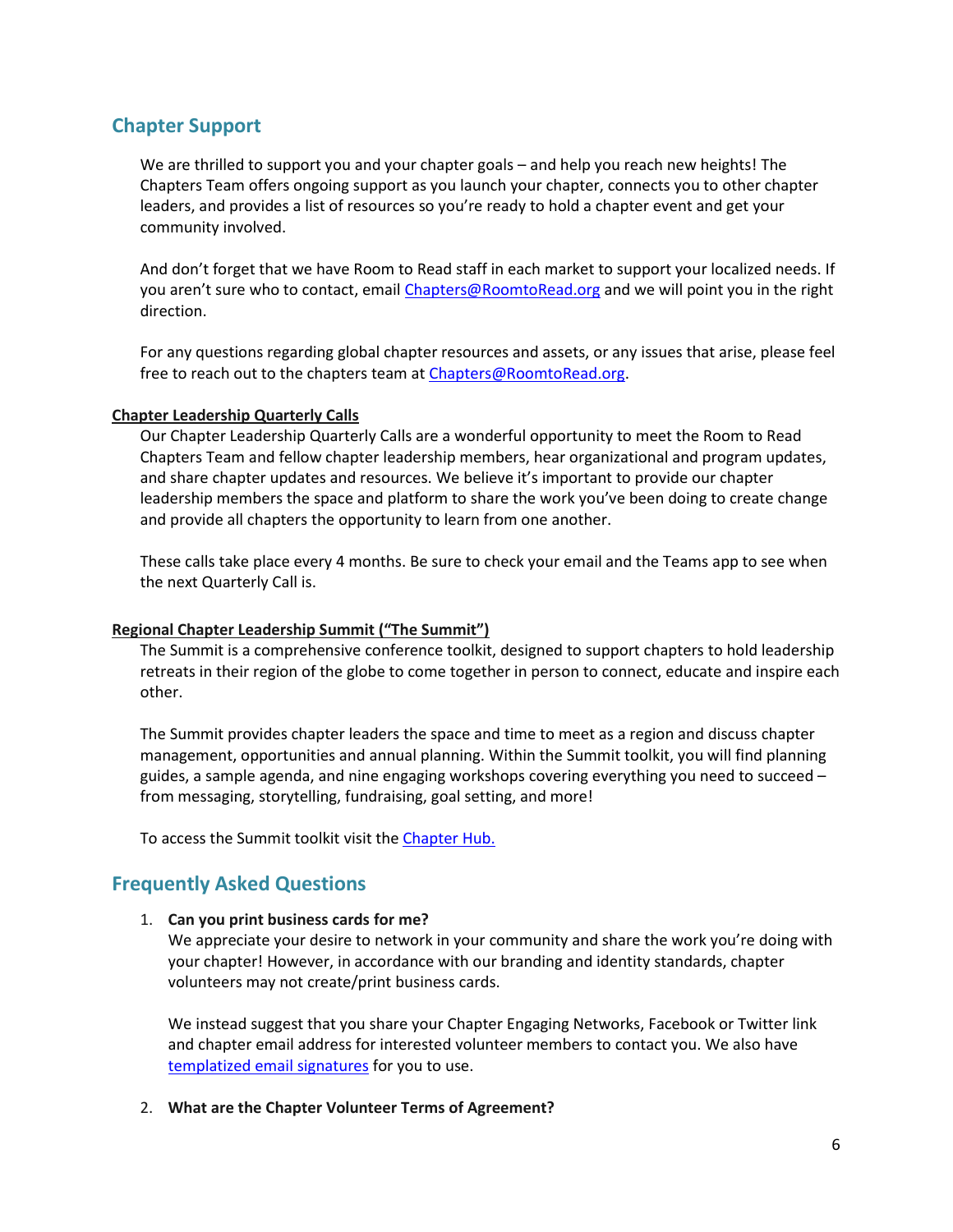## Chapter Support

We are thrilled to support you and your chapter goals – and help you reach new heights! The Chapters Team offers ongoing support as you launch your chapter, connects you to other chapter leaders, and provides a list of resources so you're ready to hold a chapter event and get your community involved.

And don't forget that we have Room to Read staff in each market to support your localized needs. If you aren't sure who to contact, email [Chapters@RoomtoRead.org](mailto:Chapters@RoomtoRead.org) and we will point you in the right direction.

For any questions regarding global chapter resources and assets, or any issues that arise, please feel free to reach out to the chapters team at [Chapters@RoomtoRead.org](mailto:Chapters@RoomtoRead.org).

### Chapter Leadership Quarterly Calls

Our Chapter Leadership Quarterly Calls are a wonderful opportunity to meet the Room to Read Chapters Team and fellow chapter leadership members, hear organizational and program updates, and share chapter updates and resources. We believe it's important to provide our chapter leadership members the space and platform to share the work you've been doing to create change and provide all chapters the opportunity to learn from one another.

These calls take place every 4 months. Be sure to check your email and the Teams app to see when the next Quarterly Call is.

### Regional Chapter Leadership Summit ("The Summit")

The Summit is a comprehensive conference toolkit, designed to support chapters to hold leadership retreats in their region of the globe to come together in person to connect, educate and inspire each other.

The Summit provides chapter leaders the space and time to meet as a region and discuss chapter management, opportunities and annual planning. Within the Summit toolkit, you will find planning guides, a sample agenda, and nine engaging workshops covering everything you need to succeed – from messaging, storytelling, fundraising, goal setting, and more!

To access the Summit toolkit visit the Chapter Hub.

## Frequently Asked Questions

1. **Can you print business cards for me?**
   We appreciate your desire to network in your community and share the work you're doing with your chapter! However, in accordance with our branding and identity standards, chapter volunteers may not create/print business cards.

   We instead suggest that you share your Chapter Engaging Networks, Facebook or Twitter link and chapter email address for interested volunteer members to contact you. We also have templatized email signatures for you to use.

2. **What are the Chapter Volunteer Terms of Agreement?**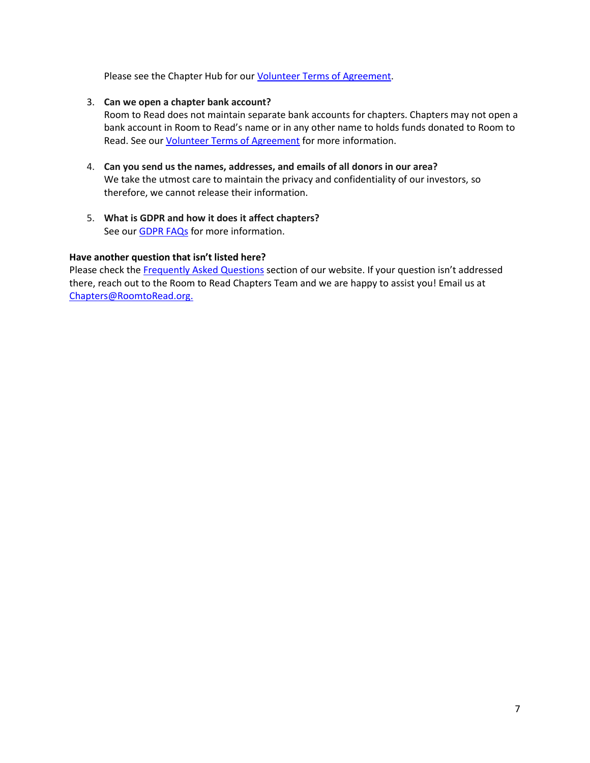Please see the Chapter Hub for our Volunteer Terms of Agreement.

3. **Can we open a chapter bank account?**
   Room to Read does not maintain separate bank accounts for chapters. Chapters may not open a bank account in Room to Read's name or in any other name to holds funds donated to Room to Read. See our Volunteer Terms of Agreement for more information.

4. **Can you send us the names, addresses, and emails of all donors in our area?**
   We take the utmost care to maintain the privacy and confidentiality of our investors, so therefore, we cannot release their information.

5. **What is GDPR and how it does it affect chapters?**
   See our GDPR FAQs for more information.

**Have another question that isn't listed here?**
Please check the Frequently Asked Questions section of our website. If your question isn't addressed there, reach out to the Room to Read Chapters Team and we are happy to assist you! Email us at Chapters@RoomtoRead.org.